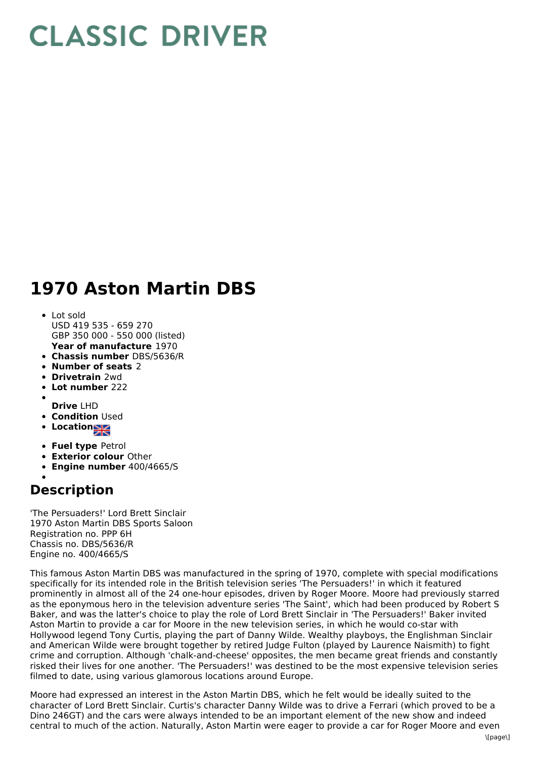# CLASSIC DRIVER

# 1970 Aston Martin DBS

- Lot sold
  USD 419 535 - 659 270
  GBP 350 000 - 550 000 (listed)
  **Year of manufacture** 1970
- **Chassis number** DBS/5636/R
- **Number of seats** 2
- **Drivetrain** 2wd
- **Lot number** 222
- **Drive** LHD
- **Condition** Used
- **Location**
- **Fuel type** Petrol
- **Exterior colour** Other
- **Engine number** 400/4665/S

## Description

'The Persuaders!' Lord Brett Sinclair
1970 Aston Martin DBS Sports Saloon
Registration no. PPP 6H
Chassis no. DBS/5636/R
Engine no. 400/4665/S

This famous Aston Martin DBS was manufactured in the spring of 1970, complete with special modifications specifically for its intended role in the British television series 'The Persuaders!' in which it featured prominently in almost all of the 24 one-hour episodes, driven by Roger Moore. Moore had previously starred as the eponymous hero in the television adventure series 'The Saint', which had been produced by Robert S Baker, and was the latter's choice to play the role of Lord Brett Sinclair in 'The Persuaders!' Baker invited Aston Martin to provide a car for Moore in the new television series, in which he would co-star with Hollywood legend Tony Curtis, playing the part of Danny Wilde. Wealthy playboys, the Englishman Sinclair and American Wilde were brought together by retired Judge Fulton (played by Laurence Naismith) to fight crime and corruption. Although 'chalk-and-cheese' opposites, the men became great friends and constantly risked their lives for one another. 'The Persuaders!' was destined to be the most expensive television series filmed to date, using various glamorous locations around Europe.

Moore had expressed an interest in the Aston Martin DBS, which he felt would be ideally suited to the character of Lord Brett Sinclair. Curtis's character Danny Wilde was to drive a Ferrari (which proved to be a Dino 246GT) and the cars were always intended to be an important element of the new show and indeed central to much of the action. Naturally, Aston Martin were eager to provide a car for Roger Moore and even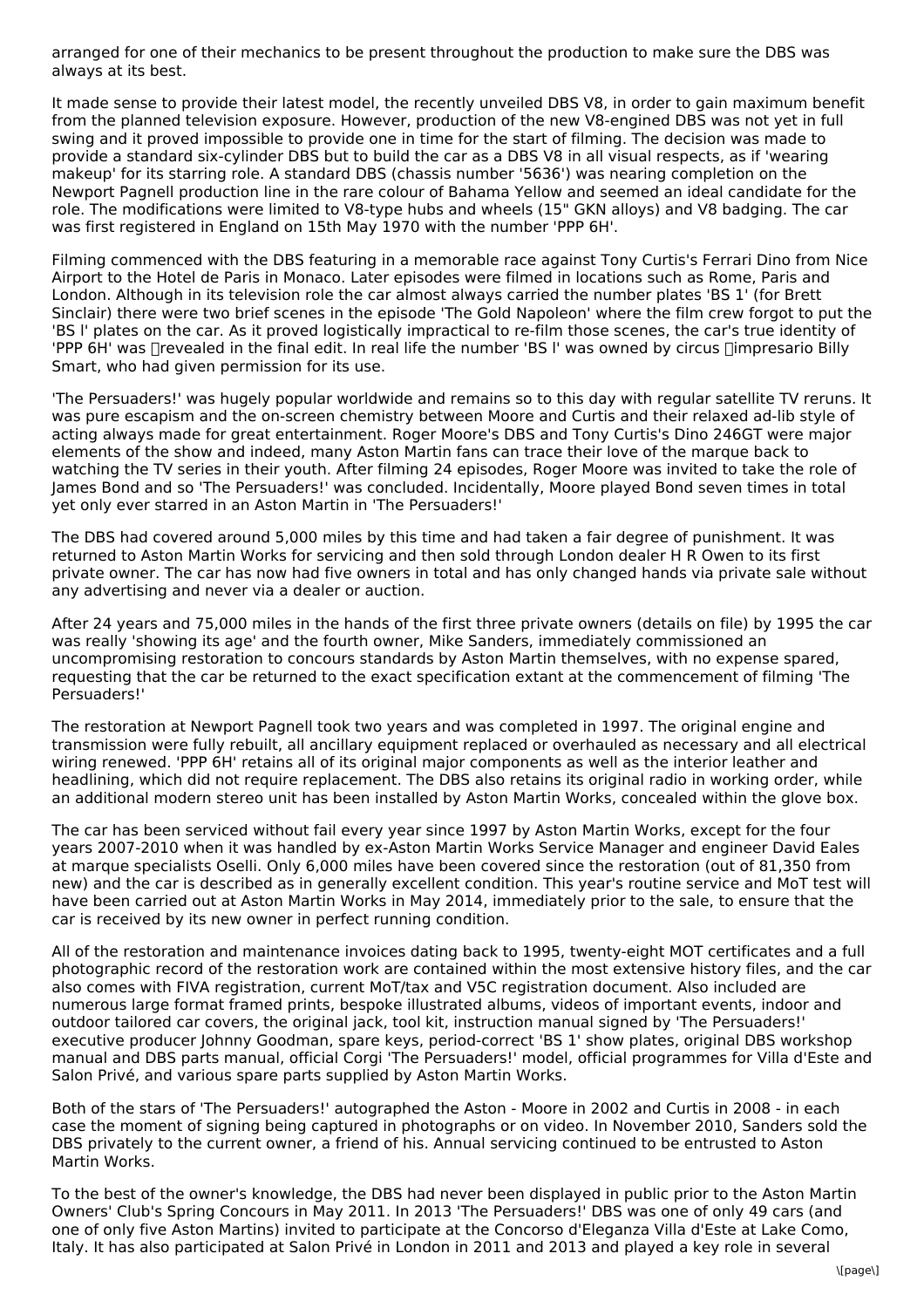arranged for one of their mechanics to be present throughout the production to make sure the DBS was always at its best.

It made sense to provide their latest model, the recently unveiled DBS V8, in order to gain maximum benefit from the planned television exposure. However, production of the new V8-engined DBS was not yet in full swing and it proved impossible to provide one in time for the start of filming. The decision was made to provide a standard six-cylinder DBS but to build the car as a DBS V8 in all visual respects, as if 'wearing makeup' for its starring role. A standard DBS (chassis number '5636') was nearing completion on the Newport Pagnell production line in the rare colour of Bahama Yellow and seemed an ideal candidate for the role. The modifications were limited to V8-type hubs and wheels (15" GKN alloys) and V8 badging. The car was first registered in England on 15th May 1970 with the number 'PPP 6H'.

Filming commenced with the DBS featuring in a memorable race against Tony Curtis's Ferrari Dino from Nice Airport to the Hotel de Paris in Monaco. Later episodes were filmed in locations such as Rome, Paris and London. Although in its television role the car almost always carried the number plates 'BS 1' (for Brett Sinclair) there were two brief scenes in the episode 'The Gold Napoleon' where the film crew forgot to put the 'BS l' plates on the car. As it proved logistically impractical to re-film those scenes, the car's true identity of 'PPP 6H' was revealed in the final edit. In real life the number 'BS l' was owned by circus impresario Billy Smart, who had given permission for its use.

'The Persuaders!' was hugely popular worldwide and remains so to this day with regular satellite TV reruns. It was pure escapism and the on-screen chemistry between Moore and Curtis and their relaxed ad-lib style of acting always made for great entertainment. Roger Moore's DBS and Tony Curtis's Dino 246GT were major elements of the show and indeed, many Aston Martin fans can trace their love of the marque back to watching the TV series in their youth. After filming 24 episodes, Roger Moore was invited to take the role of James Bond and so 'The Persuaders!' was concluded. Incidentally, Moore played Bond seven times in total yet only ever starred in an Aston Martin in 'The Persuaders!'

The DBS had covered around 5,000 miles by this time and had taken a fair degree of punishment. It was returned to Aston Martin Works for servicing and then sold through London dealer H R Owen to its first private owner. The car has now had five owners in total and has only changed hands via private sale without any advertising and never via a dealer or auction.

After 24 years and 75,000 miles in the hands of the first three private owners (details on file) by 1995 the car was really 'showing its age' and the fourth owner, Mike Sanders, immediately commissioned an uncompromising restoration to concours standards by Aston Martin themselves, with no expense spared, requesting that the car be returned to the exact specification extant at the commencement of filming 'The Persuaders!'

The restoration at Newport Pagnell took two years and was completed in 1997. The original engine and transmission were fully rebuilt, all ancillary equipment replaced or overhauled as necessary and all electrical wiring renewed. 'PPP 6H' retains all of its original major components as well as the interior leather and headlining, which did not require replacement. The DBS also retains its original radio in working order, while an additional modern stereo unit has been installed by Aston Martin Works, concealed within the glove box.

The car has been serviced without fail every year since 1997 by Aston Martin Works, except for the four years 2007-2010 when it was handled by ex-Aston Martin Works Service Manager and engineer David Eales at marque specialists Oselli. Only 6,000 miles have been covered since the restoration (out of 81,350 from new) and the car is described as in generally excellent condition. This year's routine service and MoT test will have been carried out at Aston Martin Works in May 2014, immediately prior to the sale, to ensure that the car is received by its new owner in perfect running condition.

All of the restoration and maintenance invoices dating back to 1995, twenty-eight MOT certificates and a full photographic record of the restoration work are contained within the most extensive history files, and the car also comes with FIVA registration, current MoT/tax and V5C registration document. Also included are numerous large format framed prints, bespoke illustrated albums, videos of important events, indoor and outdoor tailored car covers, the original jack, tool kit, instruction manual signed by 'The Persuaders!' executive producer Johnny Goodman, spare keys, period-correct 'BS 1' show plates, original DBS workshop manual and DBS parts manual, official Corgi 'The Persuaders!' model, official programmes for Villa d'Este and Salon Privé, and various spare parts supplied by Aston Martin Works.

Both of the stars of 'The Persuaders!' autographed the Aston - Moore in 2002 and Curtis in 2008 - in each case the moment of signing being captured in photographs or on video. In November 2010, Sanders sold the DBS privately to the current owner, a friend of his. Annual servicing continued to be entrusted to Aston Martin Works.

To the best of the owner's knowledge, the DBS had never been displayed in public prior to the Aston Martin Owners' Club's Spring Concours in May 2011. In 2013 'The Persuaders!' DBS was one of only 49 cars (and one of only five Aston Martins) invited to participate at the Concorso d'Eleganza Villa d'Este at Lake Como, Italy. It has also participated at Salon Privé in London in 2011 and 2013 and played a key role in several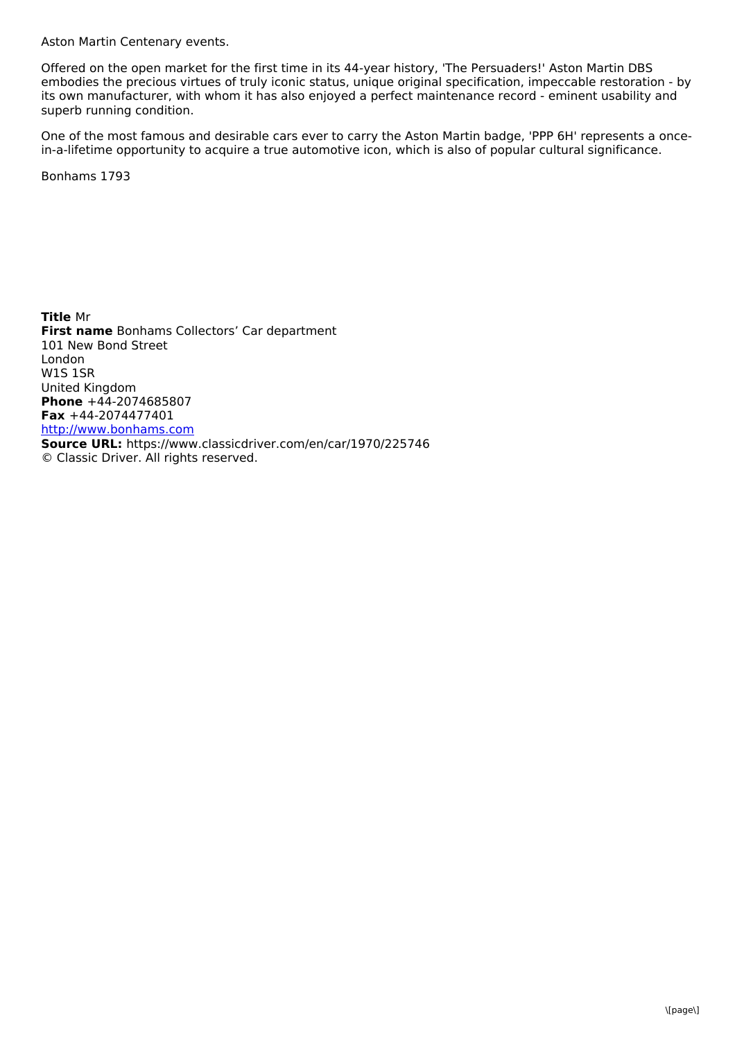Aston Martin Centenary events.

Offered on the open market for the first time in its 44-year history, 'The Persuaders!' Aston Martin DBS embodies the precious virtues of truly iconic status, unique original specification, impeccable restoration - by its own manufacturer, with whom it has also enjoyed a perfect maintenance record - eminent usability and superb running condition.

One of the most famous and desirable cars ever to carry the Aston Martin badge, 'PPP 6H' represents a once-in-a-lifetime opportunity to acquire a true automotive icon, which is also of popular cultural significance.

Bonhams 1793

**Title** Mr
**First name** Bonhams Collectors' Car department
101 New Bond Street
London
W1S 1SR
United Kingdom
**Phone** +44-2074685807
**Fax** +44-2074477401
[http://www.bonhams.com](http://www.bonhams.com)
**Source URL:** https://www.classicdriver.com/en/car/1970/225746
© Classic Driver. All rights reserved.